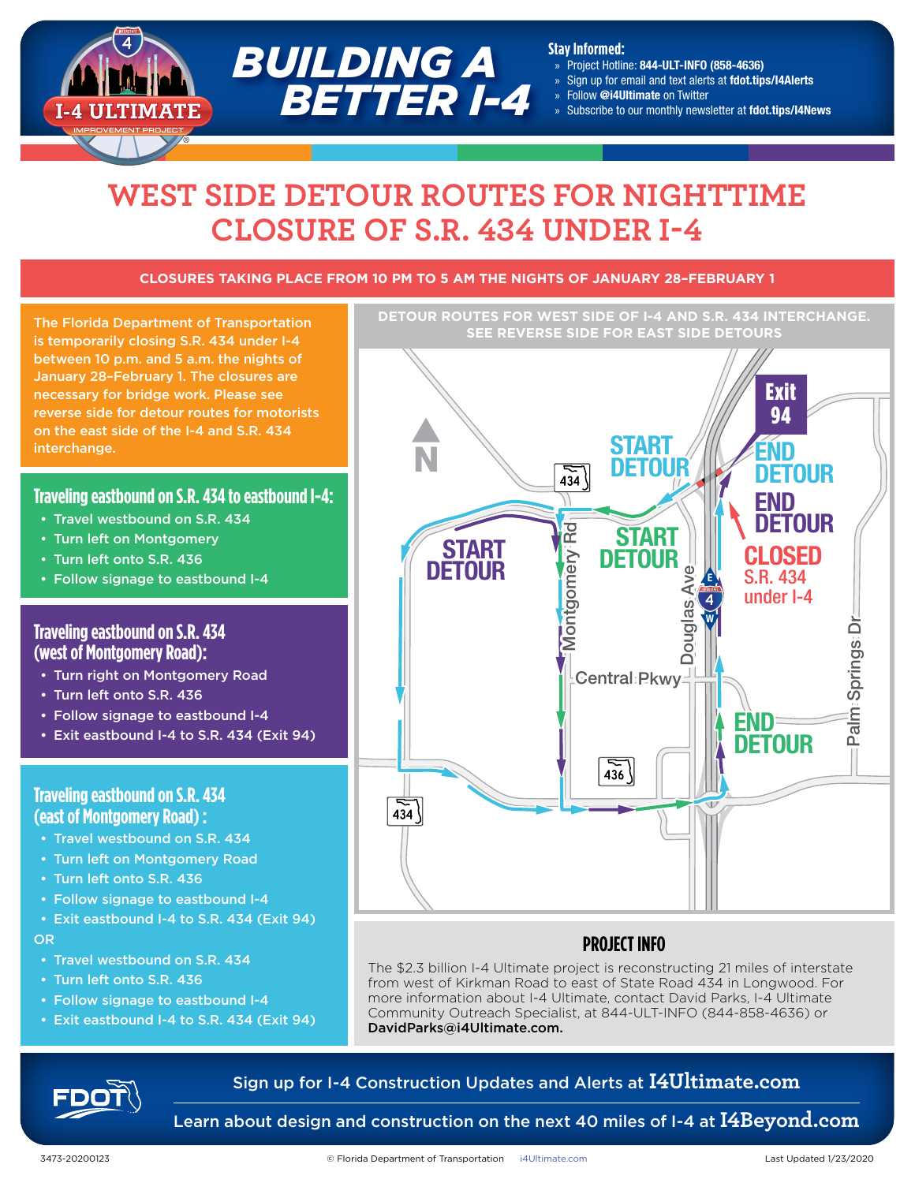# BUILDING A BETTER I-4

I-4 ULTIMATE IMPROVEMENT PROJECT

**Stay Informed:**

- » Project Hotline: **844-ULT-INFO (858-4636)**
- » Sign up for email and text alerts at **fdot.tips/I4Alerts**
- » Follow **@i4Ultimate** on Twitter
- » Subscribe to our monthly newsletter at **fdot.tips/I4News**

# WEST SIDE DETOUR ROUTES FOR NIGHTTIME CLOSURE OF S.R. 434 UNDER I-4

**CLOSURES TAKING PLACE FROM 10 PM TO 5 AM THE NIGHTS OF JANUARY 28–FEBRUARY 1**

The Florida Department of Transportation is temporarily closing S.R. 434 under I-4 between 10 p.m. and 5 a.m. the nights of January 28–February 1. The closures are necessary for bridge work. Please see reverse side for detour routes for motorists on the east side of the I-4 and S.R. 434 interchange.

## Traveling eastbound on S.R. 434 to eastbound I-4:

- Travel westbound on S.R. 434
- Turn left on Montgomery
- Turn left onto S.R. 436
- Follow signage to eastbound I-4

## Traveling eastbound on S.R. 434 (west of Montgomery Road):

- Turn right on Montgomery Road
- Turn left onto S.R. 436
- Follow signage to eastbound I-4
- Exit eastbound I-4 to S.R. 434 (Exit 94)

## Traveling eastbound on S.R. 434 (east of Montgomery Road) :

- Travel westbound on S.R. 434
- Turn left on Montgomery Road
- Turn left onto S.R. 436
- Follow signage to eastbound I-4
- Exit eastbound I-4 to S.R. 434 (Exit 94)

OR

- Travel westbound on S.R. 434
- Turn left onto S.R. 436
- Follow signage to eastbound I-4
- Exit eastbound I-4 to S.R. 434 (Exit 94)

**DETOUR ROUTES FOR WEST SIDE OF I-4 AND S.R. 434 INTERCHANGE. SEE REVERSE SIDE FOR EAST SIDE DETOURS**

Map labels: N; 434; 436; Exit 94; START DETOUR; END DETOUR; CLOSED S.R. 434 under I-4; Montgomery Rd; Douglas Ave; Central Pkwy; Palm Springs Dr; I-4 E/W

## PROJECT INFO

The $2.3 billion I-4 Ultimate project is reconstructing 21 miles of interstate from west of Kirkman Road to east of State Road 434 in Longwood. For more information about I-4 Ultimate, contact David Parks, I-4 Ultimate Community Outreach Specialist, at 844-ULT-INFO (844-858-4636) or **DavidParks@i4Ultimate.com.**

FDOT

Sign up for I-4 Construction Updates and Alerts at **I4Ultimate.com**

Learn about design and construction on the next 40 miles of I-4 at **I4Beyond.com**

3473-20200123 © Florida Department of Transportation i4Ultimate.com Last Updated 1/23/2020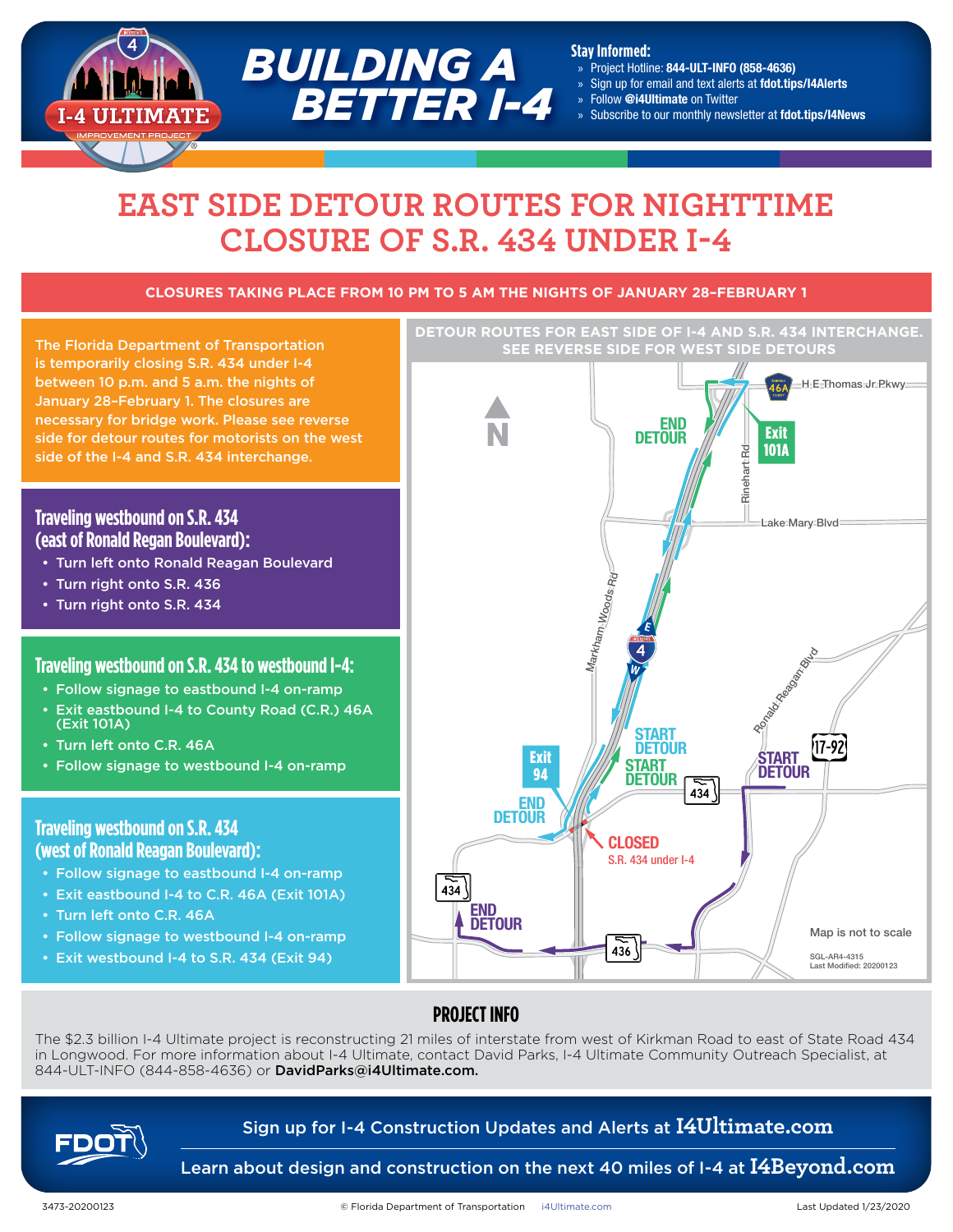# BUILDING A BETTER I-4

**Stay Informed:**

- Project Hotline: **844-ULT-INFO (858-4636)**
- Sign up for email and text alerts at **fdot.tips/I4Alerts**
- Follow **@i4Ultimate** on Twitter
- Subscribe to our monthly newsletter at **fdot.tips/I4News**

# EAST SIDE DETOUR ROUTES FOR NIGHTTIME CLOSURE OF S.R. 434 UNDER I-4

**CLOSURES TAKING PLACE FROM 10 PM TO 5 AM THE NIGHTS OF JANUARY 28–FEBRUARY 1**

The Florida Department of Transportation is temporarily closing S.R. 434 under I-4 between 10 p.m. and 5 a.m. the nights of January 28–February 1. The closures are necessary for bridge work. Please see reverse side for detour routes for motorists on the west side of the I-4 and S.R. 434 interchange.

## Traveling westbound on S.R. 434 (east of Ronald Regan Boulevard):

- Turn left onto Ronald Regan Boulevard
- Turn right onto S.R. 436
- Turn right onto S.R. 434

## Traveling westbound on S.R. 434 to westbound I-4:

- Follow signage to eastbound I-4 on-ramp
- Exit eastbound I-4 to County Road (C.R.) 46A (Exit 101A)
- Turn left onto C.R. 46A
- Follow signage to westbound I-4 on-ramp

## Traveling westbound on S.R. 434 (west of Ronald Regan Boulevard):

- Follow signage to eastbound I-4 on-ramp
- Exit eastbound I-4 to C.R. 46A (Exit 101A)
- Turn left onto C.R. 46A
- Follow signage to westbound I-4 on-ramp
- Exit westbound I-4 to S.R. 434 (Exit 94)

**DETOUR ROUTES FOR EAST SIDE OF I-4 AND S.R. 434 INTERCHANGE. SEE REVERSE SIDE FOR WEST SIDE DETOURS**

H E Thomas Jr Pkwy
46A
Exit 101A
END DETOUR
Rinehart Rd
Lake Mary Blvd
Markham Woods Rd
N
E
4
W
Ronald Regan Blvd
17-92
START DETOUR
START DETOUR
START DETOUR
Exit 94
434
END DETOUR
CLOSED
S.R. 434 under I-4
434
END DETOUR
436
Map is not to scale
SGL-AR4-4315
Last Modified: 20200123

## PROJECT INFO

The $2.3 billion I-4 Ultimate project is reconstructing 21 miles of interstate from west of Kirkman Road to east of State Road 434 in Longwood. For more information about I-4 Ultimate, contact David Parks, I-4 Ultimate Community Outreach Specialist, at 844-ULT-INFO (844-858-4636) or **DavidParks@i4Ultimate.com.**

Sign up for I-4 Construction Updates and Alerts at **I4Ultimate.com**

Learn about design and construction on the next 40 miles of I-4 at **I4Beyond.com**

3473-20200123 © Florida Department of Transportation i4Ultimate.com Last Updated 1/23/2020